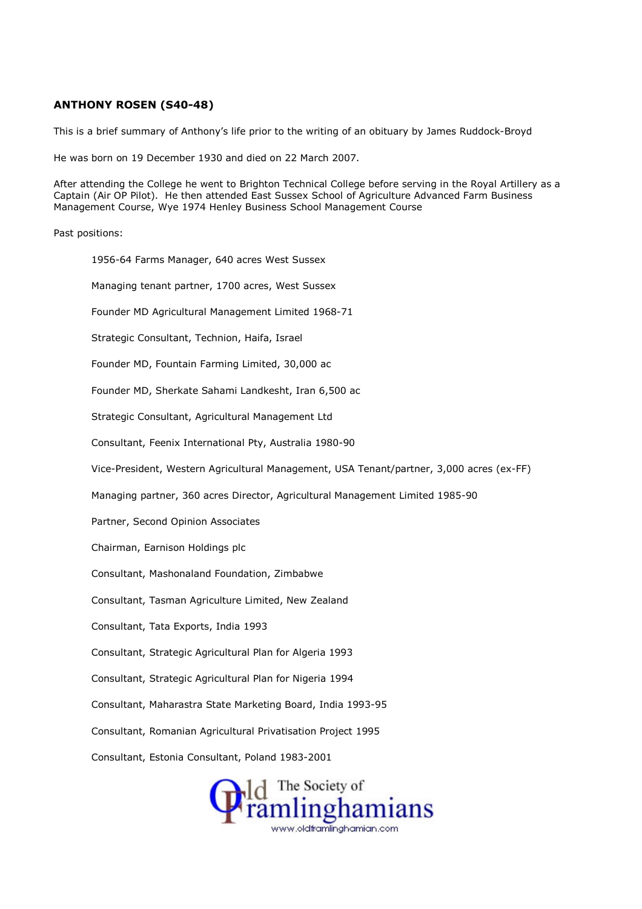**ANTHONY ROSEN (S40-48)**

This is a brief summary of Anthony's life prior to the writing of an obituary by James Ruddock-Broyd

He was born on 19 December 1930 and died on 22 March 2007.

After attending the College he went to Brighton Technical College before serving in the Royal Artillery as a Captain (Air OP Pilot). He then attended East Sussex School of Agriculture Advanced Farm Business Management Course, Wye 1974 Henley Business School Management Course

Past positions:

1956-64 Farms Manager, 640 acres West Sussex

Managing tenant partner, 1700 acres, West Sussex

Founder MD Agricultural Management Limited 1968-71

Strategic Consultant, Technion, Haifa, Israel

Founder MD, Fountain Farming Limited, 30,000 ac

Founder MD, Sherkate Sahami Landkesht, Iran 6,500 ac

Strategic Consultant, Agricultural Management Ltd

Consultant, Feenix International Pty, Australia 1980-90

Vice-President, Western Agricultural Management, USA Tenant/partner, 3,000 acres (ex-FF)

Managing partner, 360 acres Director, Agricultural Management Limited 1985-90

Partner, Second Opinion Associates

Chairman, Earnison Holdings plc

Consultant, Mashonaland Foundation, Zimbabwe

Consultant, Tasman Agriculture Limited, New Zealand

Consultant, Tata Exports, India 1993

Consultant, Strategic Agricultural Plan for Algeria 1993

Consultant, Strategic Agricultural Plan for Nigeria 1994

Consultant, Maharastra State Marketing Board, India 1993-95

Consultant, Romanian Agricultural Privatisation Project 1995

Consultant, Estonia Consultant, Poland 1983-2001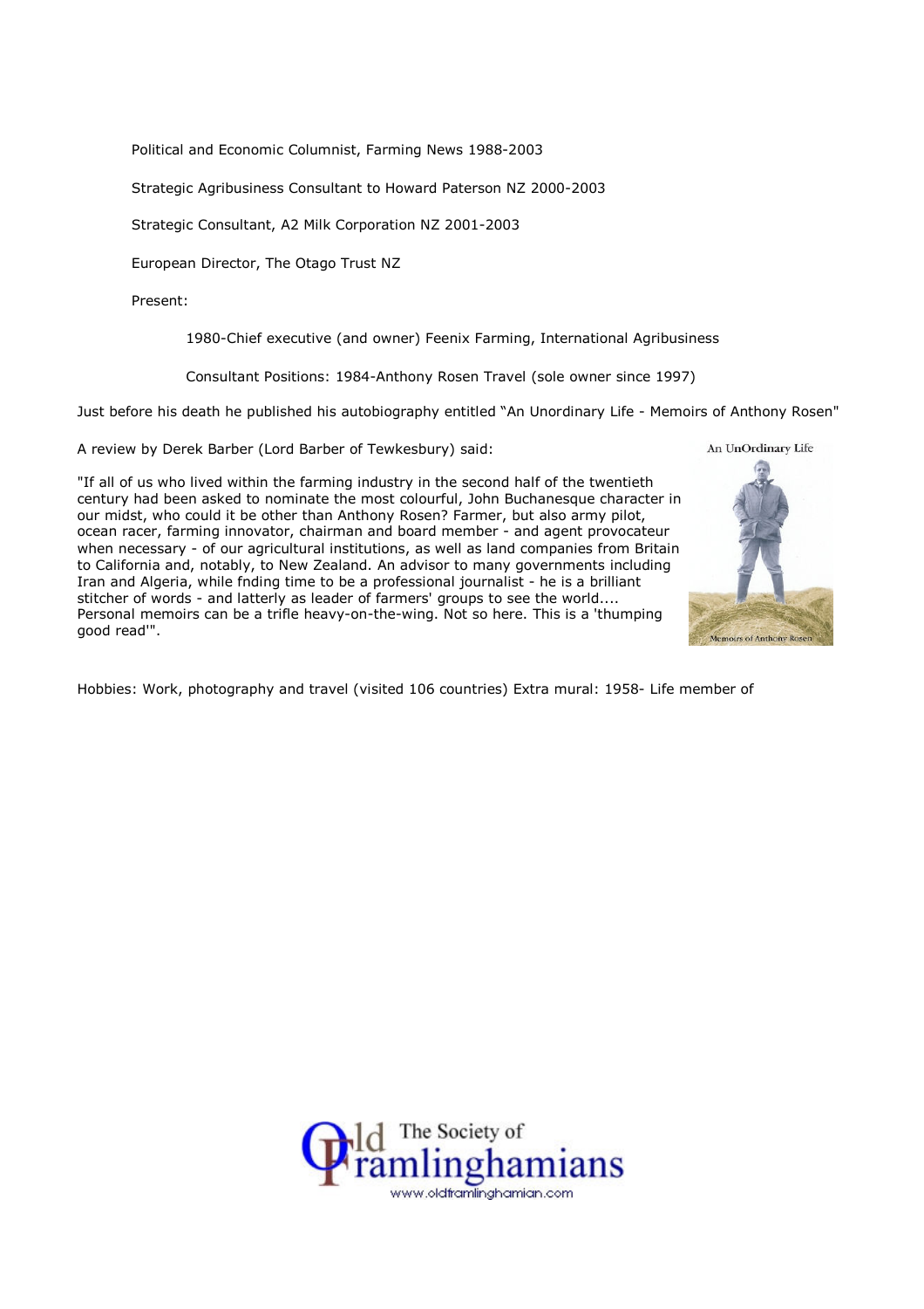Political and Economic Columnist, Farming News 1988-2003

Strategic Agribusiness Consultant to Howard Paterson NZ 2000-2003

Strategic Consultant, A2 Milk Corporation NZ 2001-2003

European Director, The Otago Trust NZ

Present:

1980-Chief executive (and owner) Feenix Farming, International Agribusiness

Consultant Positions: 1984-Anthony Rosen Travel (sole owner since 1997)

Just before his death he published his autobiography entitled "An Unordinary Life - Memoirs of Anthony Rosen"

A review by Derek Barber (Lord Barber of Tewkesbury) said:

"If all of us who lived within the farming industry in the second half of the twentieth century had been asked to nominate the most colourful, John Buchanesque character in our midst, who could it be other than Anthony Rosen? Farmer, but also army pilot, ocean racer, farming innovator, chairman and board member - and agent provocateur when necessary - of our agricultural institutions, as well as land companies from Britain to California and, notably, to New Zealand. An advisor to many governments including Iran and Algeria, while fnding time to be a professional journalist - he is a brilliant stitcher of words - and latterly as leader of farmers' groups to see the world.... Personal memoirs can be a trifle heavy-on-the-wing. Not so here. This is a 'thumping good read'".

An UnOrdinary Life

Memoirs of Anthony Rosen

Hobbies: Work, photography and travel (visited 106 countries) Extra mural: 1958- Life member of